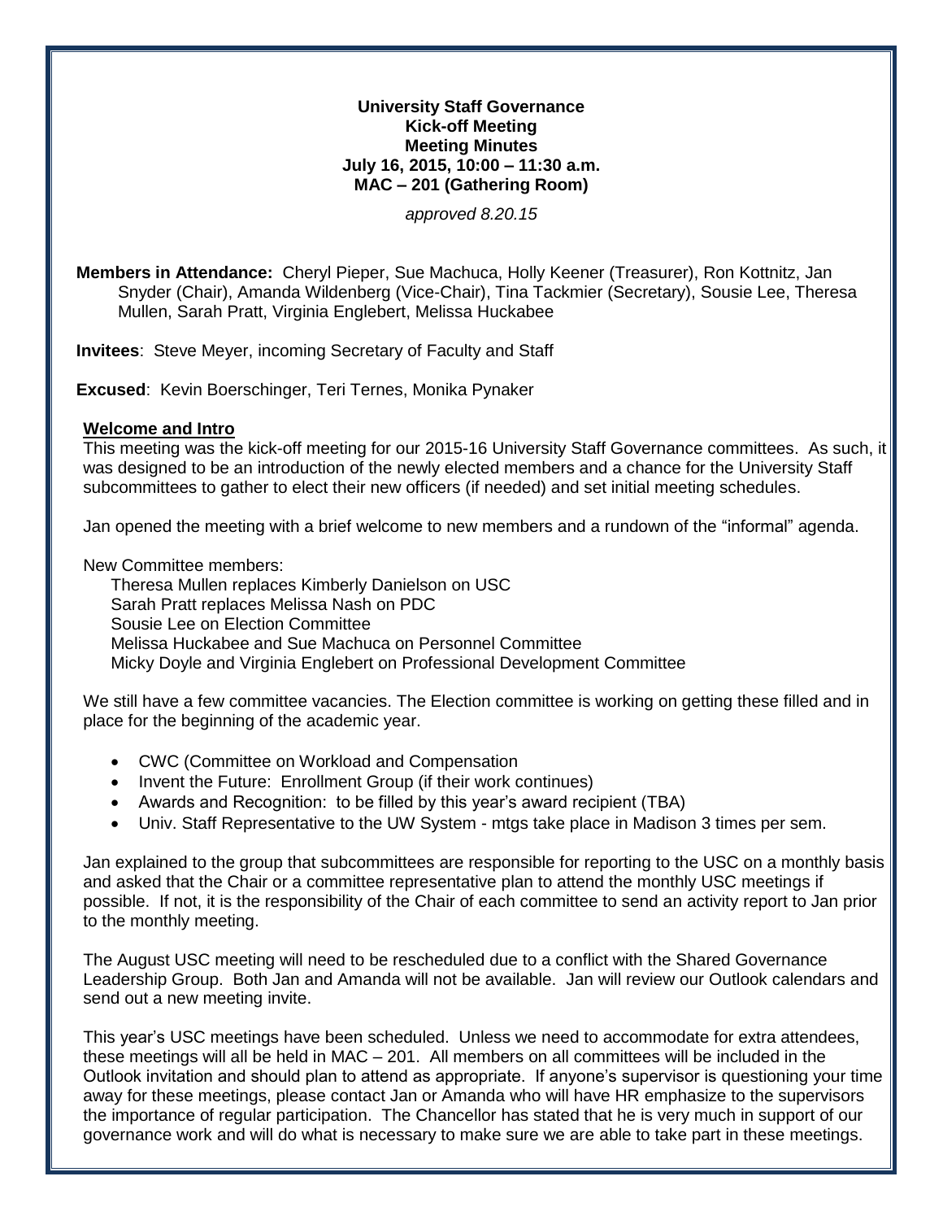**University Staff Governance**
**Kick-off Meeting**
**Meeting Minutes**
**July 16, 2015, 10:00 – 11:30 a.m.**
**MAC – 201 (Gathering Room)**

*approved 8.20.15*

**Members in Attendance:** Cheryl Pieper, Sue Machuca, Holly Keener (Treasurer), Ron Kottnitz, Jan Snyder (Chair), Amanda Wildenberg (Vice-Chair), Tina Tackmier (Secretary), Sousie Lee, Theresa Mullen, Sarah Pratt, Virginia Englebert, Melissa Huckabee

**Invitees**: Steve Meyer, incoming Secretary of Faculty and Staff

**Excused**: Kevin Boerschinger, Teri Ternes, Monika Pynaker

**Welcome and Intro**

This meeting was the kick-off meeting for our 2015-16 University Staff Governance committees. As such, it was designed to be an introduction of the newly elected members and a chance for the University Staff subcommittees to gather to elect their new officers (if needed) and set initial meeting schedules.

Jan opened the meeting with a brief welcome to new members and a rundown of the "informal" agenda.

New Committee members:

Theresa Mullen replaces Kimberly Danielson on USC
Sarah Pratt replaces Melissa Nash on PDC
Sousie Lee on Election Committee
Melissa Huckabee and Sue Machuca on Personnel Committee
Micky Doyle and Virginia Englebert on Professional Development Committee

We still have a few committee vacancies. The Election committee is working on getting these filled and in place for the beginning of the academic year.

- CWC (Committee on Workload and Compensation
- Invent the Future: Enrollment Group (if their work continues)
- Awards and Recognition: to be filled by this year's award recipient (TBA)
- Univ. Staff Representative to the UW System - mtgs take place in Madison 3 times per sem.

Jan explained to the group that subcommittees are responsible for reporting to the USC on a monthly basis and asked that the Chair or a committee representative plan to attend the monthly USC meetings if possible. If not, it is the responsibility of the Chair of each committee to send an activity report to Jan prior to the monthly meeting.

The August USC meeting will need to be rescheduled due to a conflict with the Shared Governance Leadership Group. Both Jan and Amanda will not be available. Jan will review our Outlook calendars and send out a new meeting invite.

This year's USC meetings have been scheduled. Unless we need to accommodate for extra attendees, these meetings will all be held in MAC – 201. All members on all committees will be included in the Outlook invitation and should plan to attend as appropriate. If anyone's supervisor is questioning your time away for these meetings, please contact Jan or Amanda who will have HR emphasize to the supervisors the importance of regular participation. The Chancellor has stated that he is very much in support of our governance work and will do what is necessary to make sure we are able to take part in these meetings.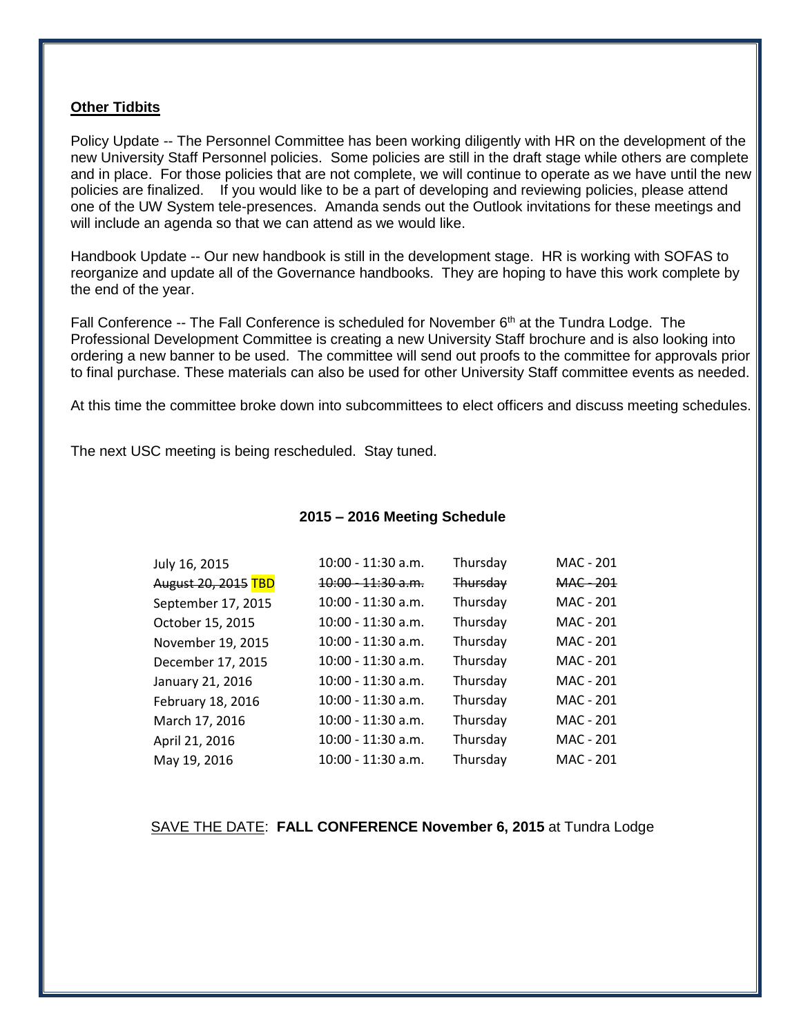**Other Tidbits**

Policy Update -- The Personnel Committee has been working diligently with HR on the development of the new University Staff Personnel policies. Some policies are still in the draft stage while others are complete and in place. For those policies that are not complete, we will continue to operate as we have until the new policies are finalized. If you would like to be a part of developing and reviewing policies, please attend one of the UW System tele-presences. Amanda sends out the Outlook invitations for these meetings and will include an agenda so that we can attend as we would like.

Handbook Update -- Our new handbook is still in the development stage. HR is working with SOFAS to reorganize and update all of the Governance handbooks. They are hoping to have this work complete by the end of the year.

Fall Conference -- The Fall Conference is scheduled for November 6th at the Tundra Lodge. The Professional Development Committee is creating a new University Staff brochure and is also looking into ordering a new banner to be used. The committee will send out proofs to the committee for approvals prior to final purchase. These materials can also be used for other University Staff committee events as needed.

At this time the committee broke down into subcommittees to elect officers and discuss meeting schedules.

The next USC meeting is being rescheduled. Stay tuned.

**2015 – 2016 Meeting Schedule**

| | | | |
|---|---|---|---|
| July 16, 2015 | 10:00 - 11:30 a.m. | Thursday | MAC - 201 |
| ~~August 20, 2015~~ TBD | ~~10:00 - 11:30 a.m.~~ | ~~Thursday~~ | ~~MAC - 201~~ |
| September 17, 2015 | 10:00 - 11:30 a.m. | Thursday | MAC - 201 |
| October 15, 2015 | 10:00 - 11:30 a.m. | Thursday | MAC - 201 |
| November 19, 2015 | 10:00 - 11:30 a.m. | Thursday | MAC - 201 |
| December 17, 2015 | 10:00 - 11:30 a.m. | Thursday | MAC - 201 |
| January 21, 2016 | 10:00 - 11:30 a.m. | Thursday | MAC - 201 |
| February 18, 2016 | 10:00 - 11:30 a.m. | Thursday | MAC - 201 |
| March 17, 2016 | 10:00 - 11:30 a.m. | Thursday | MAC - 201 |
| April 21, 2016 | 10:00 - 11:30 a.m. | Thursday | MAC - 201 |
| May 19, 2016 | 10:00 - 11:30 a.m. | Thursday | MAC - 201 |

SAVE THE DATE: **FALL CONFERENCE November 6, 2015** at Tundra Lodge